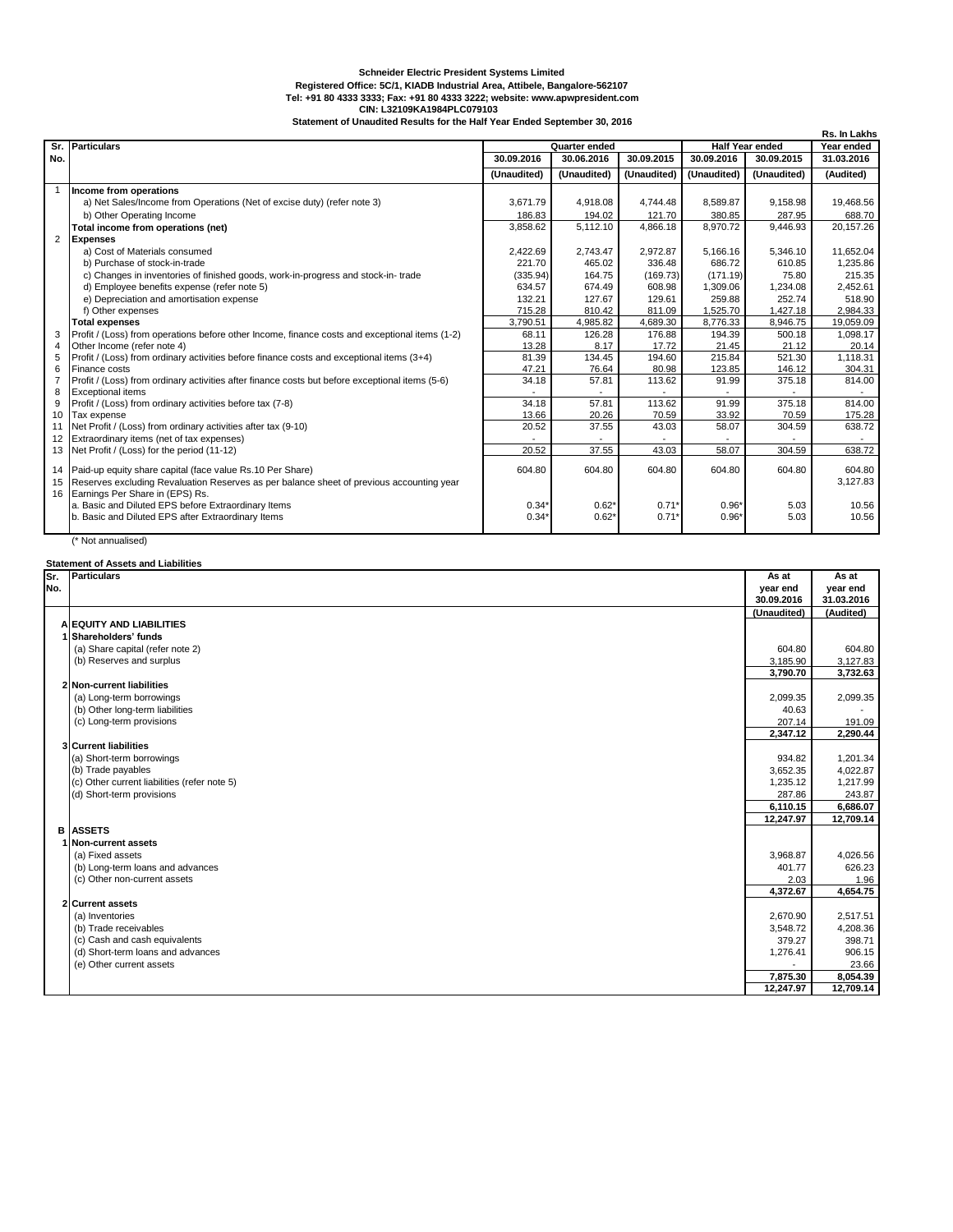**Schneider Electric President Systems Limited**
**Registered Office: 5C/1, KIADB Industrial Area, Attibele, Bangalore-562107**
**Tel: +91 80 4333 3333; Fax: +91 80 4333 3222; website: www.apwpresident.com**
**CIN: L32109KA1984PLC079103**
**Statement of Unaudited Results for the Half Year Ended September 30, 2016**

Rs. In Lakhs

| Sr. No. | Particulars | Quarter ended | | | Half Year ended | | Year ended |
|---|---|---|---|---|---|---|---|
| | | 30.09.2016 | 30.06.2016 | 30.09.2015 | 30.09.2016 | 30.09.2015 | 31.03.2016 |
| | | (Unaudited) | (Unaudited) | (Unaudited) | (Unaudited) | (Unaudited) | (Audited) |
| 1 | **Income from operations** | | | | | | |
| | a) Net Sales/Income from Operations (Net of excise duty) (refer note 3) | 3,671.79 | 4,918.08 | 4,744.48 | 8,589.87 | 9,158.98 | 19,468.56 |
| | b) Other Operating Income | 186.83 | 194.02 | 121.70 | 380.85 | 287.95 | 688.70 |
| | **Total income from operations (net)** | 3,858.62 | 5,112.10 | 4,866.18 | 8,970.72 | 9,446.93 | 20,157.26 |
| 2 | **Expenses** | | | | | | |
| | a) Cost of Materials consumed | 2,422.69 | 2,743.47 | 2,972.87 | 5,166.16 | 5,346.10 | 11,652.04 |
| | b) Purchase of stock-in-trade | 221.70 | 465.02 | 336.48 | 686.72 | 610.85 | 1,235.86 |
| | c) Changes in inventories of finished goods, work-in-progress and stock-in- trade | (335.94) | 164.75 | (169.73) | (171.19) | 75.80 | 215.35 |
| | d) Employee benefits expense (refer note 5) | 634.57 | 674.49 | 608.98 | 1,309.06 | 1,234.08 | 2,452.61 |
| | e) Depreciation and amortisation expense | 132.21 | 127.67 | 129.61 | 259.88 | 252.74 | 518.90 |
| | f) Other expenses | 715.28 | 810.42 | 811.09 | 1,525.70 | 1,427.18 | 2,984.33 |
| | **Total expenses** | 3,790.51 | 4,985.82 | 4,689.30 | 8,776.33 | 8,946.75 | 19,059.09 |
| 3 | Profit / (Loss) from operations before other Income, finance costs and exceptional items (1-2) | 68.11 | 126.28 | 176.88 | 194.39 | 500.18 | 1,098.17 |
| 4 | Other Income (refer note 4) | 13.28 | 8.17 | 17.72 | 21.45 | 21.12 | 20.14 |
| 5 | Profit / (Loss) from ordinary activities before finance costs and exceptional items (3+4) | 81.39 | 134.45 | 194.60 | 215.84 | 521.30 | 1,118.31 |
| 6 | Finance costs | 47.21 | 76.64 | 80.98 | 123.85 | 146.12 | 304.31 |
| 7 | Profit / (Loss) from ordinary activities after finance costs but before exceptional items (5-6) | 34.18 | 57.81 | 113.62 | 91.99 | 375.18 | 814.00 |
| 8 | Exceptional items | - | - | - | - | - | - |
| 9 | Profit / (Loss) from ordinary activities before tax (7-8) | 34.18 | 57.81 | 113.62 | 91.99 | 375.18 | 814.00 |
| 10 | Tax expense | 13.66 | 20.26 | 70.59 | 33.92 | 70.59 | 175.28 |
| 11 | Net Profit / (Loss) from ordinary activities after tax (9-10) | 20.52 | 37.55 | 43.03 | 58.07 | 304.59 | 638.72 |
| 12 | Extraordinary items (net of tax expenses) | - | - | - | - | - | - |
| 13 | Net Profit / (Loss) for the period (11-12) | 20.52 | 37.55 | 43.03 | 58.07 | 304.59 | 638.72 |
| 14 | Paid-up equity share capital (face value Rs.10 Per Share) | 604.80 | 604.80 | 604.80 | 604.80 | 604.80 | 604.80 |
| 15 | Reserves excluding Revaluation Reserves as per balance sheet of previous accounting year | | | | | | 3,127.83 |
| 16 | Earnings Per Share in (EPS) Rs. | | | | | | |
| | a. Basic and Diluted EPS before Extraordinary Items | 0.34* | 0.62* | 0.71* | 0.96* | 5.03 | 10.56 |
| | b. Basic and Diluted EPS after Extraordinary Items | 0.34* | 0.62* | 0.71* | 0.96* | 5.03 | 10.56 |

(* Not annualised)

**Statement of Assets and Liabilities**

| Sr. No. | Particulars | As at year end 30.09.2016 | As at year end 31.03.2016 |
|---|---|---|---|
| | | (Unaudited) | (Audited) |
| A | **EQUITY AND LIABILITIES** | | |
| 1 | **Shareholders' funds** | | |
| | (a) Share capital (refer note 2) | 604.80 | 604.80 |
| | (b) Reserves and surplus | 3,185.90 | 3,127.83 |
| | | **3,790.70** | **3,732.63** |
| 2 | **Non-current liabilities** | | |
| | (a) Long-term borrowings | 2,099.35 | 2,099.35 |
| | (b) Other long-term liabilities | 40.63 | - |
| | (c) Long-term provisions | 207.14 | 191.09 |
| | | **2,347.12** | **2,290.44** |
| 3 | **Current liabilities** | | |
| | (a) Short-term borrowings | 934.82 | 1,201.34 |
| | (b) Trade payables | 3,652.35 | 4,022.87 |
| | (c) Other current liabilities (refer note 5) | 1,235.12 | 1,217.99 |
| | (d) Short-term provisions | 287.86 | 243.87 |
| | | **6,110.15** | **6,686.07** |
| | | **12,247.97** | **12,709.14** |
| B | **ASSETS** | | |
| 1 | **Non-current assets** | | |
| | (a) Fixed assets | 3,968.87 | 4,026.56 |
| | (b) Long-term loans and advances | 401.77 | 626.23 |
| | (c) Other non-current assets | 2.03 | 1.96 |
| | | **4,372.67** | **4,654.75** |
| 2 | **Current assets** | | |
| | (a) Inventories | 2,670.90 | 2,517.51 |
| | (b) Trade receivables | 3,548.72 | 4,208.36 |
| | (c) Cash and cash equivalents | 379.27 | 398.71 |
| | (d) Short-term loans and advances | 1,276.41 | 906.15 |
| | (e) Other current assets | - | 23.66 |
| | | **7,875.30** | **8,054.39** |
| | | **12,247.97** | **12,709.14** |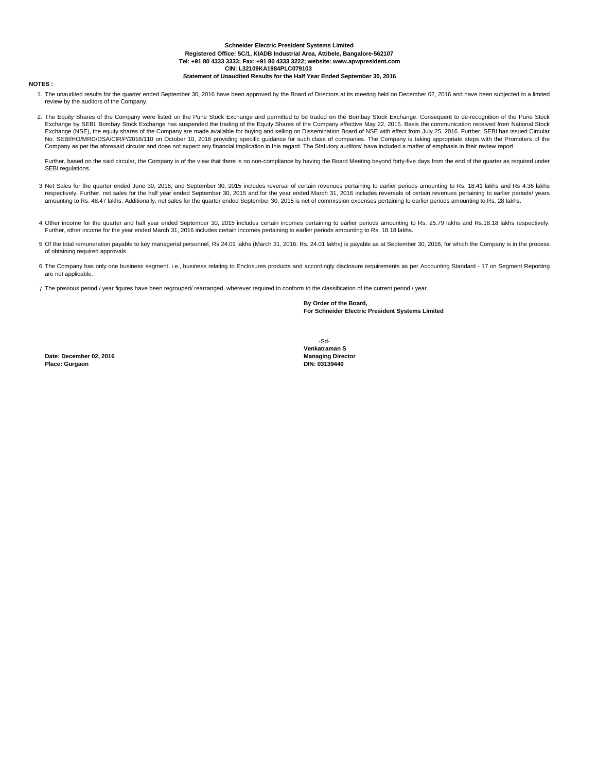**Schneider Electric President Systems Limited**
**Registered Office: 5C/1, KIADB Industrial Area, Attibele, Bangalore-562107**
**Tel: +91 80 4333 3333; Fax: +91 80 4333 3222; website: www.apwpresident.com**
**CIN: L32109KA1984PLC079103**
**Statement of Unaudited Results for the Half Year Ended September 30, 2016**

**NOTES :**

1. The unaudited results for the quarter ended September 30, 2016 have been approved by the Board of Directors at its meeting held on December 02, 2016 and have been subjected to a limited review by the auditors of the Company.

2. The Equity Shares of the Company were listed on the Pune Stock Exchange and permitted to be traded on the Bombay Stock Exchange. Consequent to de-recognition of the Pune Stock Exchange by SEBI, Bombay Stock Exchange has suspended the trading of the Equity Shares of the Company effective May 22, 2015. Basis the communication received from National Stock Exchange (NSE), the equity shares of the Company are made available for buying and selling on Dissemination Board of NSE with effect from July 25, 2016. Further, SEBI has issued Circular No. SEBI/HO/MRD/DSA/CIR/P/2016/110 on October 10, 2016 providing specific guidance for such class of companies. The Company is taking appropriate steps with the Promoters of the Company as per the aforesaid circular and does not expect any financial implication in this regard. The Statutory auditors' have included a matter of emphasis in their review report.

   Further, based on the said circular, the Company is of the view that there is no non-compliance by having the Board Meeting beyond forty-five days from the end of the quarter as required under SEBI regulations.

3. Net Sales for the quarter ended June 30, 2016, and September 30, 2015 includes reversal of certain revenues pertaining to earlier periods amounting to Rs. 18.41 lakhs and Rs 4.36 lakhs respectively. Further, net sales for the half year ended September 30, 2015 and for the year ended March 31, 2016 includes reversals of certain revenues pertaining to earlier periods/ years amounting to Rs. 48.47 lakhs. Additionally, net sales for the quarter ended September 30, 2015 is net of commission expenses pertaining to earlier periods amounting to Rs. 28 lakhs.

4. Other income for the quarter and half year ended September 30, 2015 includes certain incomes pertaining to earlier periods amounting to Rs. 25.79 lakhs and Rs.18.18 lakhs respectively. Further, other income for the year ended March 31, 2016 includes certain incomes pertaining to earlier periods amounting to Rs. 18.18 lakhs.

5. Of the total remuneration payable to key managerial personnel, Rs 24.01 lakhs (March 31, 2016: Rs. 24.01 lakhs) is payable as at September 30, 2016, for which the Company is in the process of obtaining required approvals.

6. The Company has only one business segment, i.e., business relating to Enclosures products and accordingly disclosure requirements as per Accounting Standard - 17 on Segment Reporting are not applicable.

7. The previous period / year figures have been regrouped/ rearranged, wherever required to conform to the classification of the current period / year.

**By Order of the Board,**
**For Schneider Electric President Systems Limited**

-Sd-
**Venkatraman S**
**Managing Director**
**DIN: 03139440**

**Date: December 02, 2016**
**Place: Gurgaon**